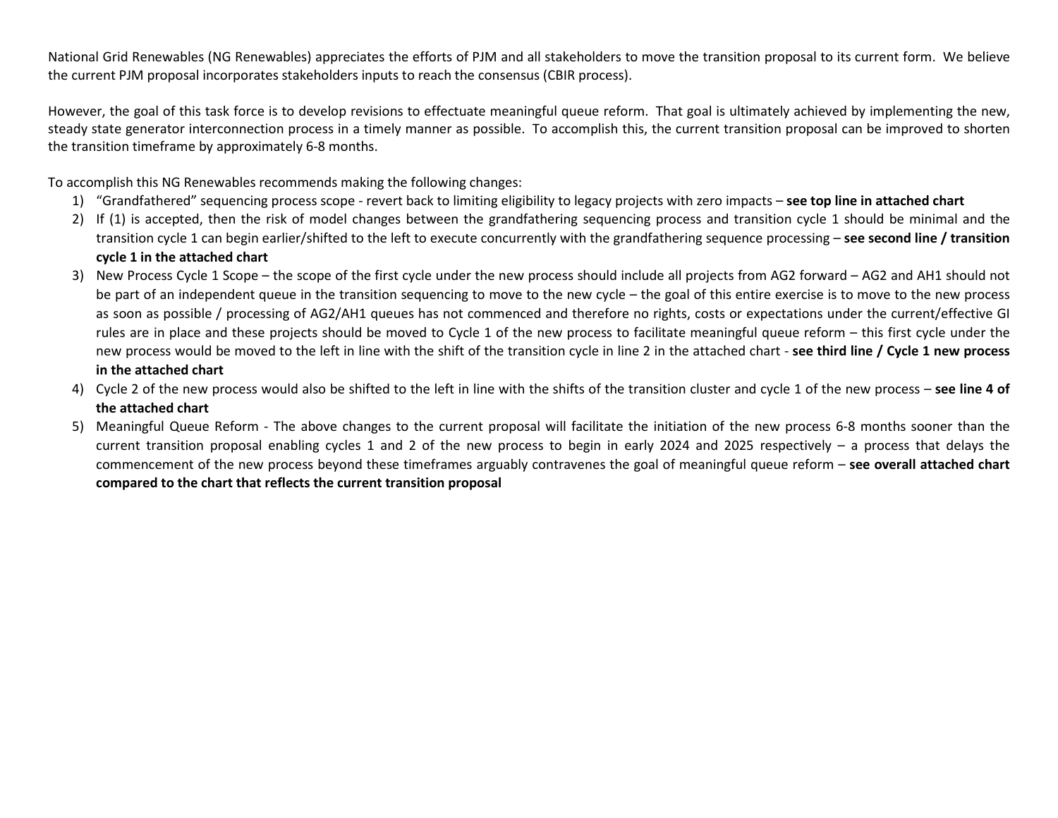National Grid Renewables (NG Renewables) appreciates the efforts of PJM and all stakeholders to move the transition proposal to its current form. We believe the current PJM proposal incorporates stakeholders inputs to reach the consensus (CBIR process).

However, the goal of this task force is to develop revisions to effectuate meaningful queue reform. That goal is ultimately achieved by implementing the new, steady state generator interconnection process in a timely manner as possible. To accomplish this, the current transition proposal can be improved to shorten the transition timeframe by approximately 6-8 months.

To accomplish this NG Renewables recommends making the following changes:

1) "Grandfathered" sequencing process scope - revert back to limiting eligibility to legacy projects with zero impacts – **see top line in attached chart**
2) If (1) is accepted, then the risk of model changes between the grandfathering sequencing process and transition cycle 1 should be minimal and the transition cycle 1 can begin earlier/shifted to the left to execute concurrently with the grandfathering sequence processing – **see second line / transition cycle 1 in the attached chart**
3) New Process Cycle 1 Scope – the scope of the first cycle under the new process should include all projects from AG2 forward – AG2 and AH1 should not be part of an independent queue in the transition sequencing to move to the new cycle – the goal of this entire exercise is to move to the new process as soon as possible / processing of AG2/AH1 queues has not commenced and therefore no rights, costs or expectations under the current/effective GI rules are in place and these projects should be moved to Cycle 1 of the new process to facilitate meaningful queue reform – this first cycle under the new process would be moved to the left in line with the shift of the transition cycle in line 2 in the attached chart - **see third line / Cycle 1 new process in the attached chart**
4) Cycle 2 of the new process would also be shifted to the left in line with the shifts of the transition cluster and cycle 1 of the new process – **see line 4 of the attached chart**
5) Meaningful Queue Reform - The above changes to the current proposal will facilitate the initiation of the new process 6-8 months sooner than the current transition proposal enabling cycles 1 and 2 of the new process to begin in early 2024 and 2025 respectively – a process that delays the commencement of the new process beyond these timeframes arguably contravenes the goal of meaningful queue reform – **see overall attached chart compared to the chart that reflects the current transition proposal**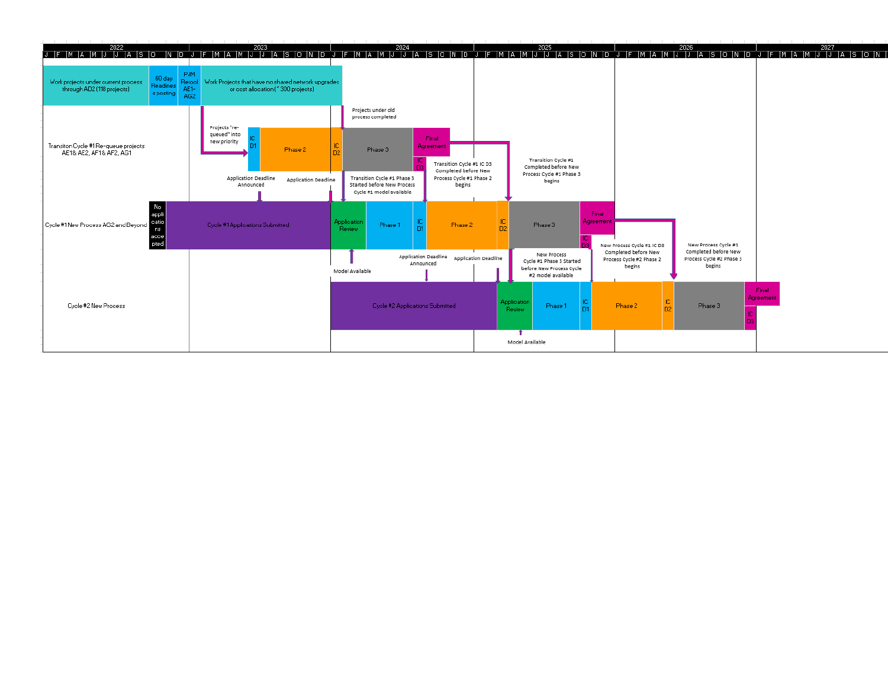2022
J F M A M J J A S O N D

2023
J F M A M J J A S O N D

2024
J F M A M J J A S O N D

2025
J F M A M J J A S O N D

2026
J F M A M J J A S O N D

2027
J F M A M J J A S O N

Work projects under current process through AD2 (118 projects)

60 day Readiness posting

PJM Retool AE1-AG2

Work Projects that have no shared network upgrades or cost allocation (~300 projects)

Projects under old process completed

Transiton Cycle #1 Re-queue projects AE1& AE2, AF1& AF2, AG1

Projects "re-queued" into new priority

IC D1

Phase 2

IC D2

Phase 3

Final Agreement

IC D3

Transition Cycle #1 IC D3 Completed before New Process Cycle #1 Phase 2 begins

Transition Cycle #1 Completed before New Process Cycle #1 Phase 3 begins

Application Deadline Announced

Application Deadline

Transition Cycle #1 Phase 3 Started before New Process Cycle #1 model available

Cycle #1 New Process AG2 and Beyond

No applications accepted

Cycle #1 Applications Submitted

Application Review

Phase 1

IC D1

Phase 2

IC D2

Phase 3

Final Agreement

IC D3

Model Available

Application Deadline Announced

Application Deadline

New Process Cycle #1 Phase 3 Started before New Process Cycle #2 model available

New Process Cycle #1 IC D3 Completed before New Process Cycle #2 Phase 2 begins

New Process Cycle #1 Completed before New Process Cycle #2 Phase 3 begins

Cycle #2 New Process

Cycle #2 Applications Submitted

Application Review

Phase 1

IC D1

Phase 2

IC D2

Phase 3

Final Agreement

IC D3

Model Available